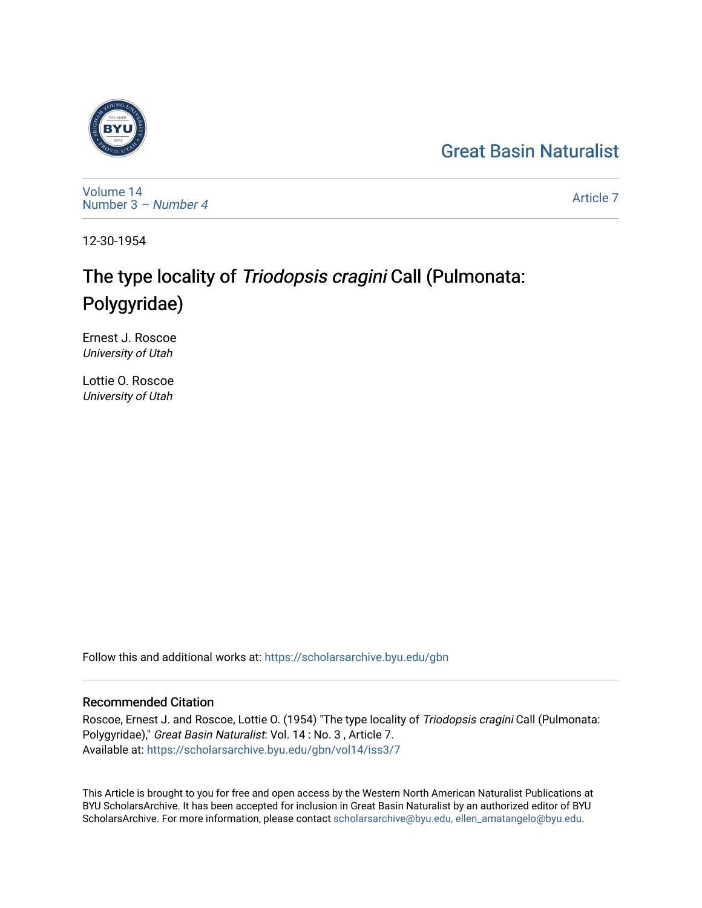Great Basin Naturalist

Volume 14
Number 3 – *Number 4*

Article 7

12-30-1954

# The type locality of *Triodopsis cragini* Call (Pulmonata: Polygyridae)

Ernest J. Roscoe
*University of Utah*

Lottie O. Roscoe
*University of Utah*

Follow this and additional works at: https://scholarsarchive.byu.edu/gbn

## Recommended Citation

Roscoe, Ernest J. and Roscoe, Lottie O. (1954) "The type locality of *Triodopsis cragini* Call (Pulmonata: Polygyridae)," *Great Basin Naturalist*: Vol. 14 : No. 3 , Article 7.
Available at: https://scholarsarchive.byu.edu/gbn/vol14/iss3/7

This Article is brought to you for free and open access by the Western North American Naturalist Publications at BYU ScholarsArchive. It has been accepted for inclusion in Great Basin Naturalist by an authorized editor of BYU ScholarsArchive. For more information, please contact scholarsarchive@byu.edu, ellen_amatangelo@byu.edu.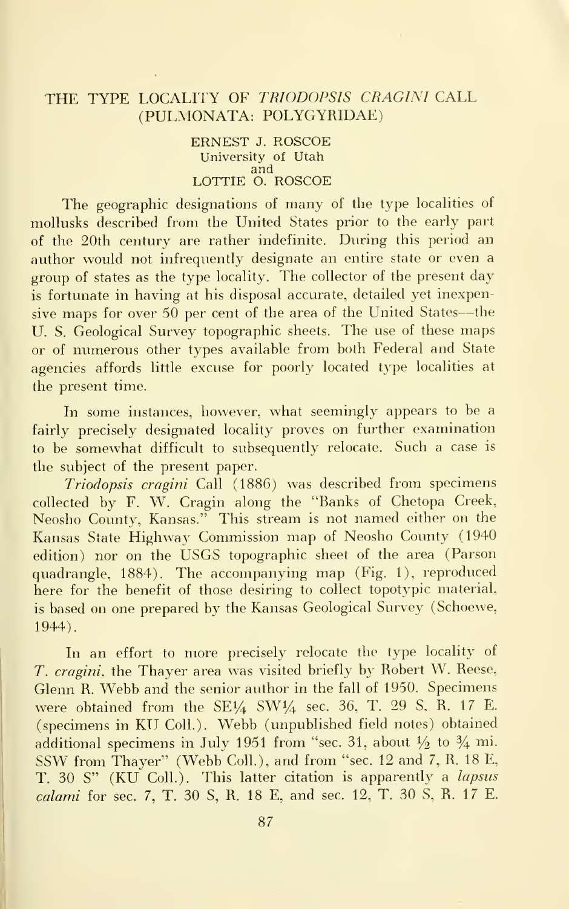# THE TYPE LOCALITY OF *TRIODOPSIS CRAGINI* CALL (PULMONATA: POLYGYRIDAE)

ERNEST J. ROSCOE
University of Utah
and
LOTTIE O. ROSCOE

The geographic designations of many of the type localities of mollusks described from the United States prior to the early part of the 20th century are rather indefinite. During this period an author would not infrequently designate an entire state or even a group of states as the type locality. The collector of the present day is fortunate in having at his disposal accurate, detailed yet inexpensive maps for over 50 per cent of the area of the United States—the U. S. Geological Survey topographic sheets. The use of these maps or of numerous other types available from both Federal and State agencies affords little excuse for poorly located type localities at the present time.

In some instances, however, what seemingly appears to be a fairly precisely designated locality proves on further examination to be somewhat difficult to subsequently relocate. Such a case is the subject of the present paper.

*Triodopsis cragini* Call (1886) was described from specimens collected by F. W. Cragin along the "Banks of Chetopa Creek, Neosho County, Kansas." This stream is not named either on the Kansas State Highway Commission map of Neosho County (1940 edition) nor on the USGS topographic sheet of the area (Parson quadrangle, 1884). The accompanying map (Fig. 1), reproduced here for the benefit of those desiring to collect topotypic material, is based on one prepared by the Kansas Geological Survey (Schoewe, 1944).

In an effort to more precisely relocate the type locality of *T. cragini*, the Thayer area was visited briefly by Robert W. Reese, Glenn R. Webb and the senior author in the fall of 1950. Specimens were obtained from the SE¼ SW¼ sec. 36, T. 29 S, R. 17 E. (specimens in KU Coll.). Webb (unpublished field notes) obtained additional specimens in July 1951 from "sec. 31, about ½ to ¾ mi. SSW from Thayer" (Webb Coll.), and from "sec. 12 and 7, R. 18 E, T. 30 S" (KU Coll.). This latter citation is apparently a *lapsus calami* for sec. 7, T. 30 S, R. 18 E, and sec. 12, T. 30 S, R. 17 E.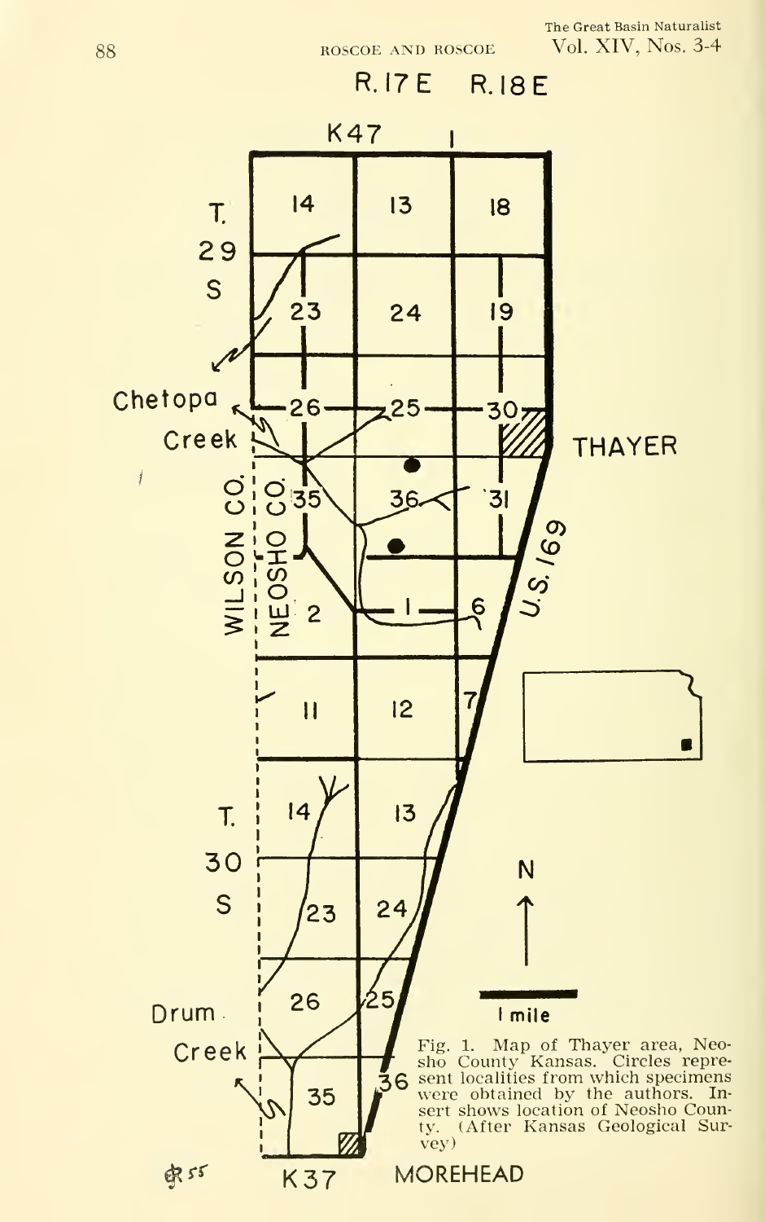Fig. 1. Map of Thayer area, Neosho County Kansas. Circles represent localities from which specimens were obtained by the authors. Insert shows location of Neosho County. (After Kansas Geological Survey)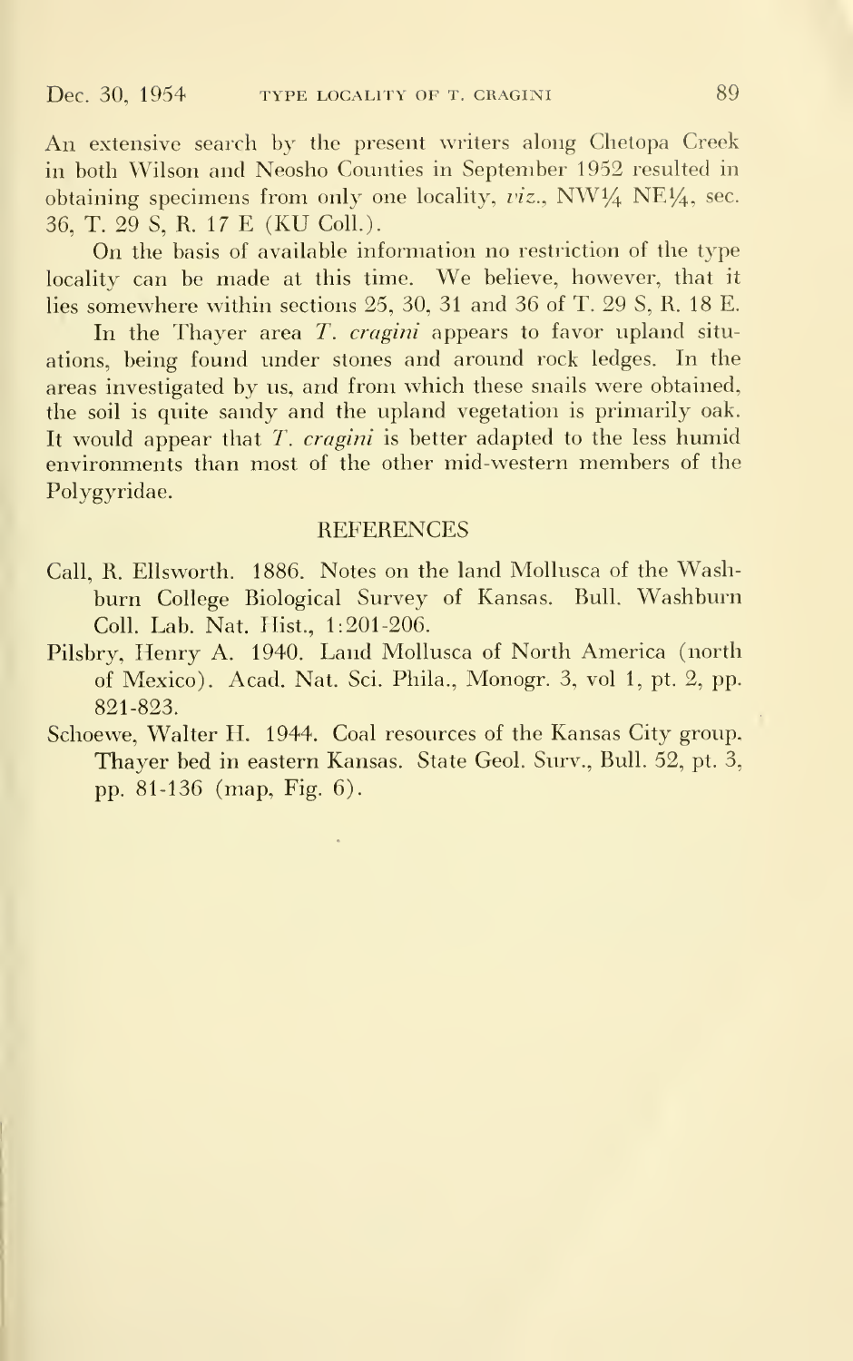An extensive search by the present writers along Chetopa Creek in both Wilson and Neosho Counties in September 1952 resulted in obtaining specimens from only one locality, *viz.*, NW$\frac{1}{4}$ NE$\frac{1}{4}$, sec. 36, T. 29 S, R. 17 E (KU Coll.).

On the basis of available information no restriction of the type locality can be made at this time. We believe, however, that it lies somewhere within sections 25, 30, 31 and 36 of T. 29 S, R. 18 E.

In the Thayer area *T. cragini* appears to favor upland situations, being found under stones and around rock ledges. In the areas investigated by us, and from which these snails were obtained, the soil is quite sandy and the upland vegetation is primarily oak. It would appear that *T. cragini* is better adapted to the less humid environments than most of the other mid-western members of the Polygyridae.

## REFERENCES

Call, R. Ellsworth. 1886. Notes on the land Mollusca of the Washburn College Biological Survey of Kansas. Bull. Washburn Coll. Lab. Nat. Hist., 1:201-206.

Pilsbry, Henry A. 1940. Land Mollusca of North America (north of Mexico). Acad. Nat. Sci. Phila., Monogr. 3, vol 1, pt. 2, pp. 821-823.

Schoewe, Walter H. 1944. Coal resources of the Kansas City group. Thayer bed in eastern Kansas. State Geol. Surv., Bull. 52, pt. 3, pp. 81-136 (map, Fig. 6).